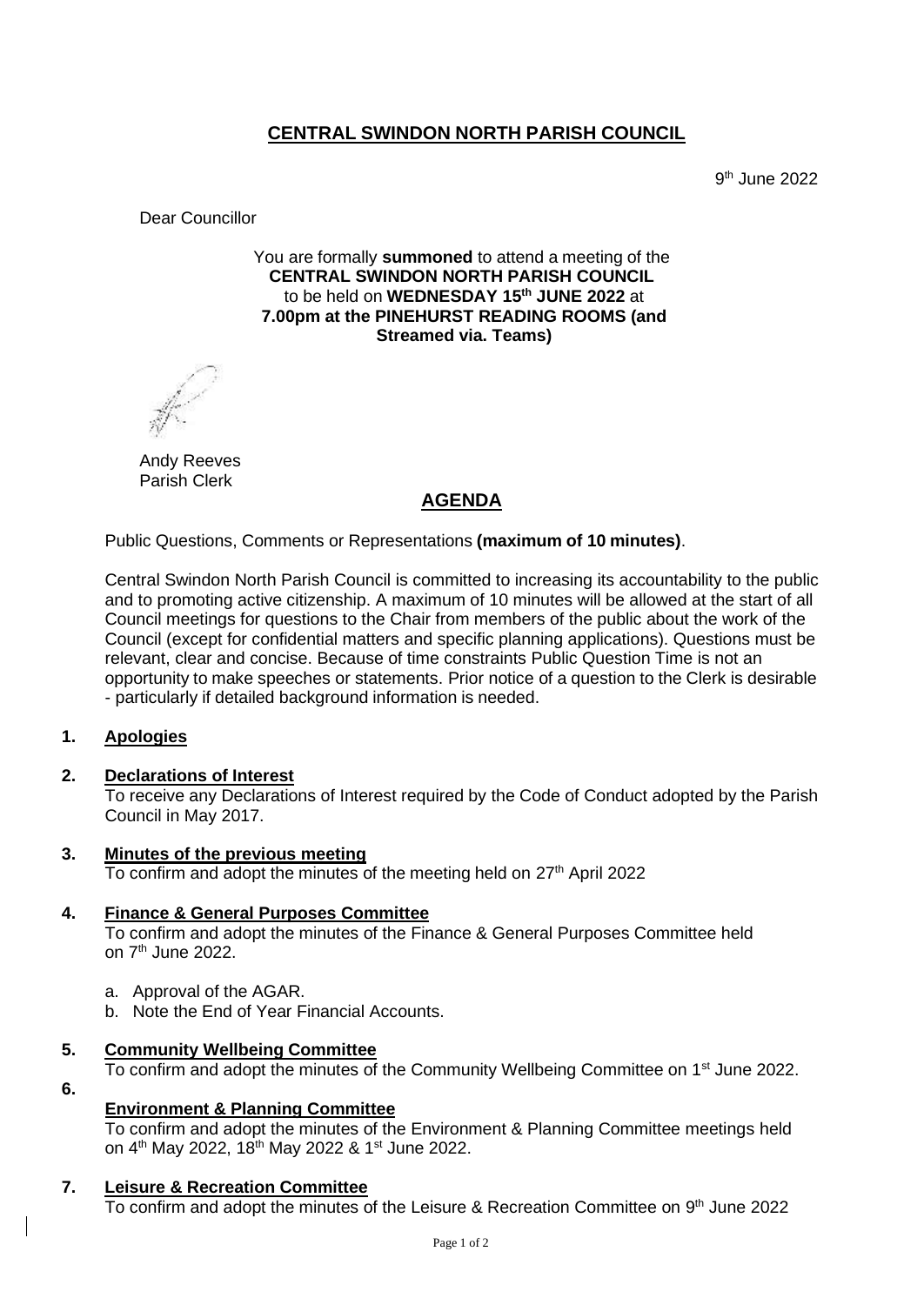# CENTRAL SWINDON NORTH PARISH COUNCIL

9th June 2022

Dear Councillor

You are formally **summoned** to attend a meeting of the
**CENTRAL SWINDON NORTH PARISH COUNCIL**
to be held on **WEDNESDAY 15th JUNE 2022** at
**7.00pm at the PINEHURST READING ROOMS (and Streamed via. Teams)**

Andy Reeves
Parish Clerk

## AGENDA

Public Questions, Comments or Representations **(maximum of 10 minutes)**.

Central Swindon North Parish Council is committed to increasing its accountability to the public and to promoting active citizenship. A maximum of 10 minutes will be allowed at the start of all Council meetings for questions to the Chair from members of the public about the work of the Council (except for confidential matters and specific planning applications). Questions must be relevant, clear and concise. Because of time constraints Public Question Time is not an opportunity to make speeches or statements. Prior notice of a question to the Clerk is desirable - particularly if detailed background information is needed.

**1. Apologies**

**2. Declarations of Interest**

To receive any Declarations of Interest required by the Code of Conduct adopted by the Parish Council in May 2017.

**3. Minutes of the previous meeting**

To confirm and adopt the minutes of the meeting held on 27th April 2022

**4. Finance & General Purposes Committee**

To confirm and adopt the minutes of the Finance & General Purposes Committee held on 7th June 2022.

a. Approval of the AGAR.
b. Note the End of Year Financial Accounts.

**5. Community Wellbeing Committee**

To confirm and adopt the minutes of the Community Wellbeing Committee on 1st June 2022.

**6. Environment & Planning Committee**

To confirm and adopt the minutes of the Environment & Planning Committee meetings held on 4th May 2022, 18th May 2022 & 1st June 2022.

**7. Leisure & Recreation Committee**

To confirm and adopt the minutes of the Leisure & Recreation Committee on 9th June 2022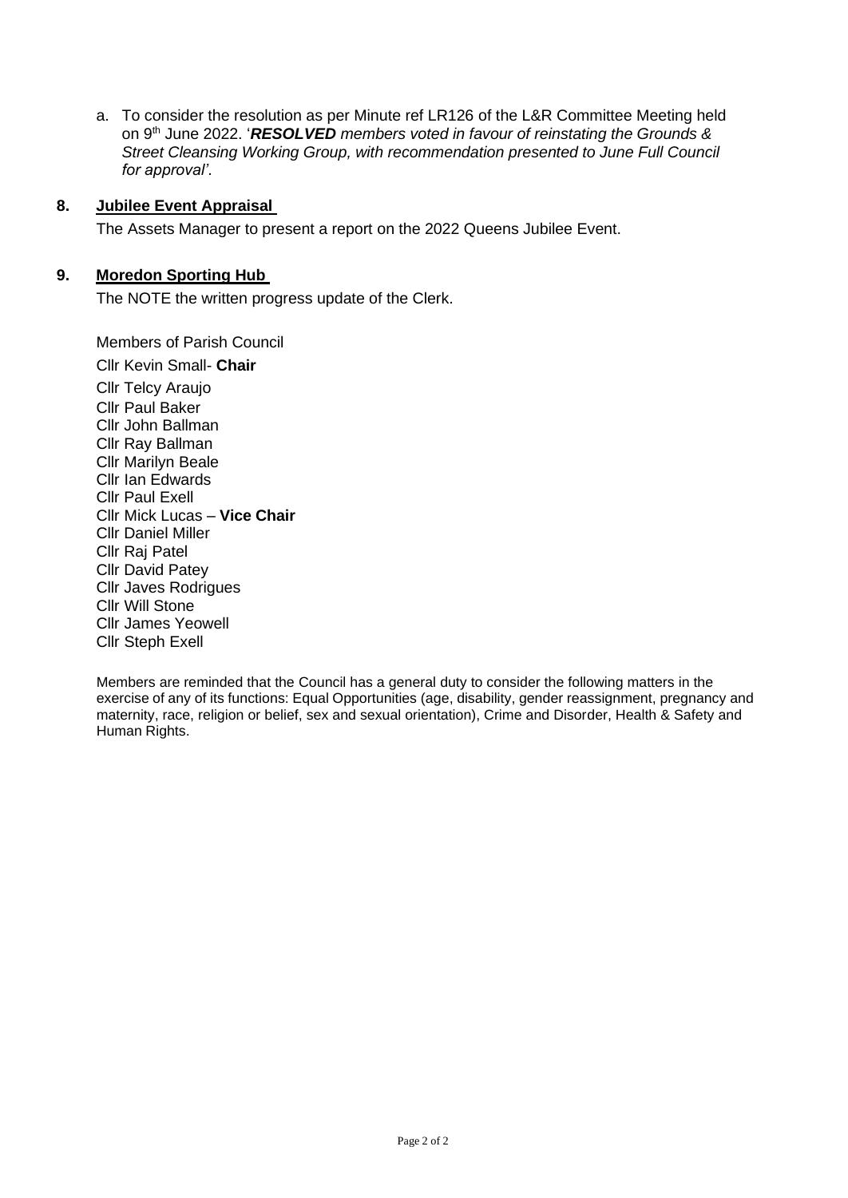a. To consider the resolution as per Minute ref LR126 of the L&R Committee Meeting held on 9th June 2022. '***RESOLVED*** *members voted in favour of reinstating the Grounds & Street Cleansing Working Group, with recommendation presented to June Full Council for approval'.*

## 8. Jubilee Event Appraisal

The Assets Manager to present a report on the 2022 Queens Jubilee Event.

## 9. Moredon Sporting Hub

The NOTE the written progress update of the Clerk.

Members of Parish Council

Cllr Kevin Small- **Chair**
Cllr Telcy Araujo
Cllr Paul Baker
Cllr John Ballman
Cllr Ray Ballman
Cllr Marilyn Beale
Cllr Ian Edwards
Cllr Paul Exell
Cllr Mick Lucas – **Vice Chair**
Cllr Daniel Miller
Cllr Raj Patel
Cllr David Patey
Cllr Javes Rodrigues
Cllr Will Stone
Cllr James Yeowell
Cllr Steph Exell

Members are reminded that the Council has a general duty to consider the following matters in the exercise of any of its functions: Equal Opportunities (age, disability, gender reassignment, pregnancy and maternity, race, religion or belief, sex and sexual orientation), Crime and Disorder, Health & Safety and Human Rights.